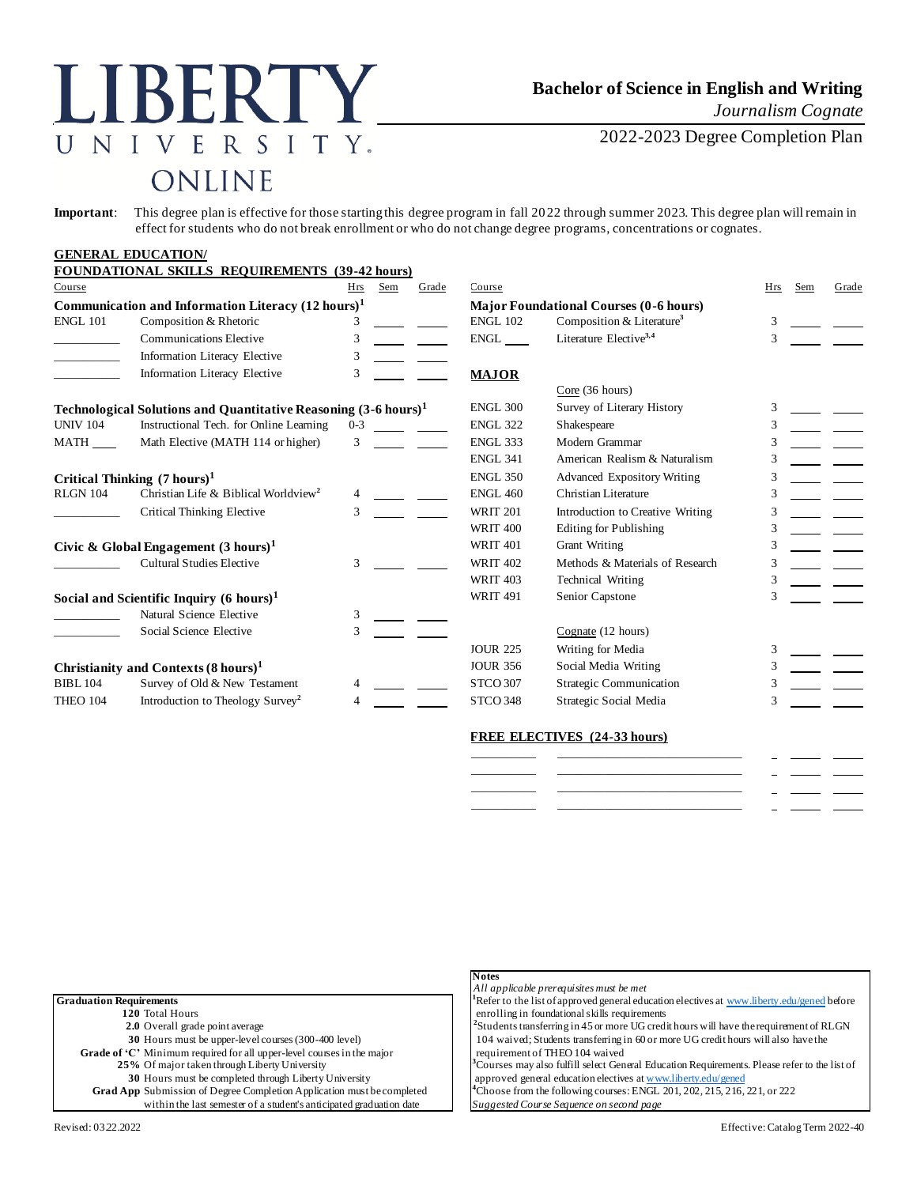# LIBERTY UNIVERSITY ONLINE

## Bachelor of Science in English and Writing

*Journalism Cognate*

2022-2023 Degree Completion Plan

**Important**: This degree plan is effective for those starting this degree program in fall 2022 through summer 2023. This degree plan will remain in effect for students who do not break enrollment or who do not change degree programs, concentrations or cognates.

### GENERAL EDUCATION/ FOUNDATIONAL SKILLS REQUIREMENTS (39-42 hours)

| Course | | Hrs | Sem | Grade |
|---|---|---|---|---|
| **Communication and Information Literacy (12 hours)[1]** | | | | |
| ENGL 101 | Composition & Rhetoric | 3 | | |
| ______ | Communications Elective | 3 | | |
| ______ | Information Literacy Elective | 3 | | |
| ______ | Information Literacy Elective | 3 | | |
| **Technological Solutions and Quantitative Reasoning (3-6 hours)[1]** | | | | |
| UNIV 104 | Instructional Tech. for Online Learning | 0-3 | | |
| MATH ____ | Math Elective (MATH 114 or higher) | 3 | | |
| **Critical Thinking (7 hours)[1]** | | | | |
| RLGN 104 | Christian Life & Biblical Worldview[2] | 4 | | |
| ______ | Critical Thinking Elective | 3 | | |
| **Civic & Global Engagement (3 hours)[1]** | | | | |
| ______ | Cultural Studies Elective | 3 | | |
| **Social and Scientific Inquiry (6 hours)[1]** | | | | |
| ______ | Natural Science Elective | 3 | | |
| ______ | Social Science Elective | 3 | | |
| **Christianity and Contexts (8 hours)[1]** | | | | |
| BIBL 104 | Survey of Old & New Testament | 4 | | |
| THEO 104 | Introduction to Theology Survey[2] | 4 | | |

| Course | | Hrs | Sem | Grade |
|---|---|---|---|---|
| **Major Foundational Courses (0-6 hours)** | | | | |
| ENGL 102 | Composition & Literature[3] | 3 | | |
| ENGL ____ | Literature Elective[3,4] | 3 | | |
| **MAJOR** | | | | |
| | Core (36 hours) | | | |
| ENGL 300 | Survey of Literary History | 3 | | |
| ENGL 322 | Shakespeare | 3 | | |
| ENGL 333 | Modern Grammar | 3 | | |
| ENGL 341 | American Realism & Naturalism | 3 | | |
| ENGL 350 | Advanced Expository Writing | 3 | | |
| ENGL 460 | Christian Literature | 3 | | |
| WRIT 201 | Introduction to Creative Writing | 3 | | |
| WRIT 400 | Editing for Publishing | 3 | | |
| WRIT 401 | Grant Writing | 3 | | |
| WRIT 402 | Methods & Materials of Research | 3 | | |
| WRIT 403 | Technical Writing | 3 | | |
| WRIT 491 | Senior Capstone | 3 | | |
| | Cognate (12 hours) | | | |
| JOUR 225 | Writing for Media | 3 | | |
| JOUR 356 | Social Media Writing | 3 | | |
| STCO 307 | Strategic Communication | 3 | | |
| STCO 348 | Strategic Social Media | 3 | | |

### FREE ELECTIVES (24-33 hours)

| Course | | Hrs | Sem | Grade |
|---|---|---|---|---|
| | | | | |
| | | | | |
| | | | | |
| | | | | |

**Graduation Requirements**

- **120** Total Hours
- **2.0** Overall grade point average
- **30** Hours must be upper-level courses (300-400 level)
- **Grade of 'C'** Minimum required for all upper-level courses in the major
- **25%** Of major taken through Liberty University
- **30** Hours must be completed through Liberty University
- **Grad App** Submission of Degree Completion Application must be completed within the last semester of a student's anticipated graduation date

**Notes**

*All applicable prerequisites must be met*

[1]Refer to the list of approved general education electives at www.liberty.edu/gened before enrolling in foundational skills requirements

[2]Students transferring in 45 or more UG credit hours will have the requirement of RLGN 104 waived; Students transferring in 60 or more UG credit hours will also have the requirement of THEO 104 waived

[3]Courses may also fulfill select General Education Requirements. Please refer to the list of approved general education electives at www.liberty.edu/gened

[4]Choose from the following courses: ENGL 201, 202, 215, 216, 221, or 222

*Suggested Course Sequence on second page*

Revised: 03.22.2022

Effective: Catalog Term 2022-40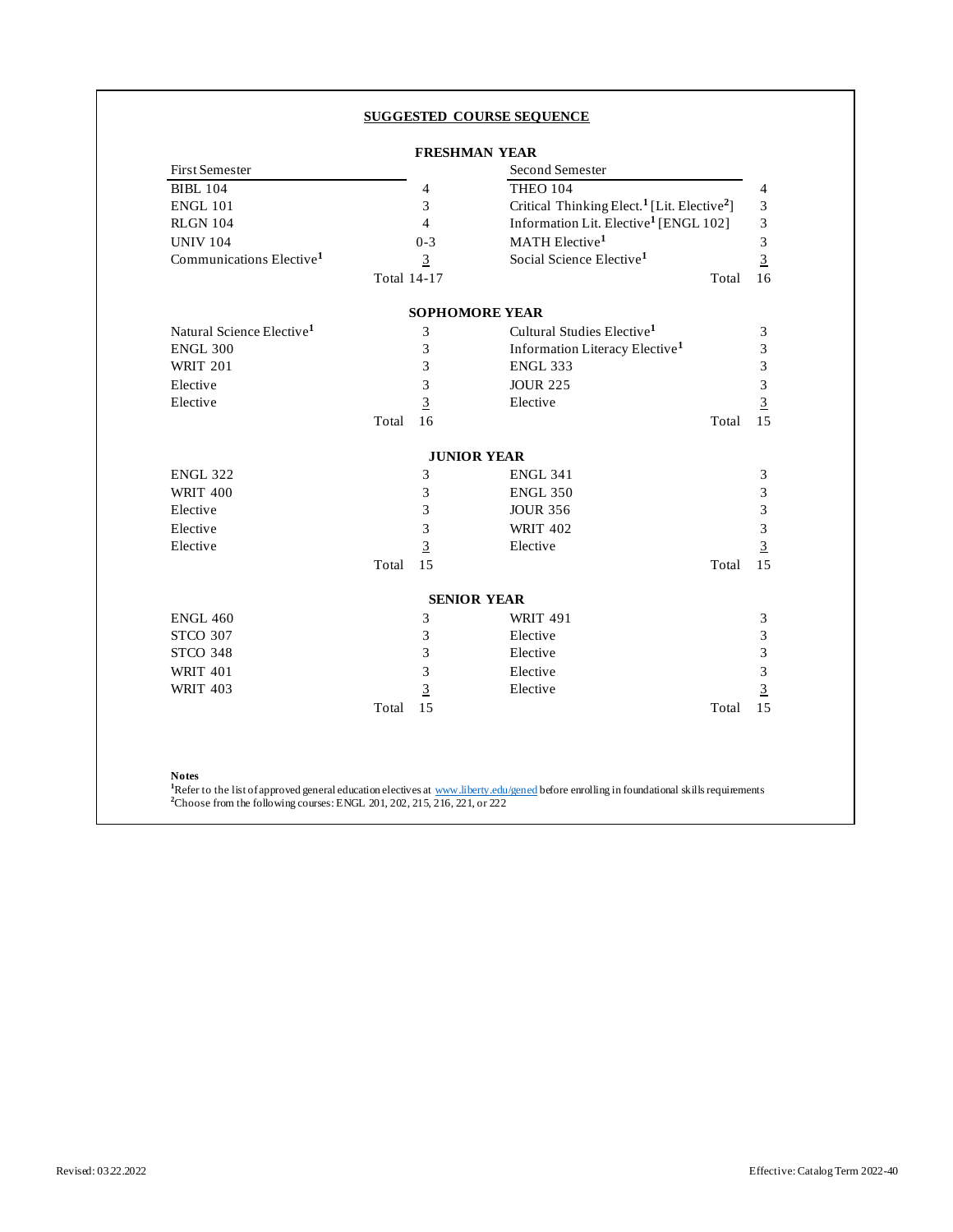## SUGGESTED COURSE SEQUENCE

### FRESHMAN YEAR

| First Semester | | Second Semester | |
|---|---|---|---|
| BIBL 104 | 4 | THEO 104 | 4 |
| ENGL 101 | 3 | Critical Thinking Elect.[1] [Lit. Elective[2]] | 3 |
| RLGN 104 | 4 | Information Lit. Elective[1] [ENGL 102] | 3 |
| UNIV 104 | 0-3 | MATH Elective[1] | 3 |
| Communications Elective[1] | 3 | Social Science Elective[1] | 3 |
| Total | 14-17 | Total | 16 |

### SOPHOMORE YEAR

| | | | |
|---|---|---|---|
| Natural Science Elective[1] | 3 | Cultural Studies Elective[1] | 3 |
| ENGL 300 | 3 | Information Literacy Elective[1] | 3 |
| WRIT 201 | 3 | ENGL 333 | 3 |
| Elective | 3 | JOUR 225 | 3 |
| Elective | 3 | Elective | 3 |
| Total | 16 | Total | 15 |

### JUNIOR YEAR

| | | | |
|---|---|---|---|
| ENGL 322 | 3 | ENGL 341 | 3 |
| WRIT 400 | 3 | ENGL 350 | 3 |
| Elective | 3 | JOUR 356 | 3 |
| Elective | 3 | WRIT 402 | 3 |
| Elective | 3 | Elective | 3 |
| Total | 15 | Total | 15 |

### SENIOR YEAR

| | | | |
|---|---|---|---|
| ENGL 460 | 3 | WRIT 491 | 3 |
| STCO 307 | 3 | Elective | 3 |
| STCO 348 | 3 | Elective | 3 |
| WRIT 401 | 3 | Elective | 3 |
| WRIT 403 | 3 | Elective | 3 |
| Total | 15 | Total | 15 |

**Notes**

[1]Refer to the list of approved general education electives at www.liberty.edu/gened before enrolling in foundational skills requirements
[2]Choose from the following courses: ENGL 201, 202, 215, 216, 221, or 222

Revised: 03.22.2022

Effective: Catalog Term 2022-40